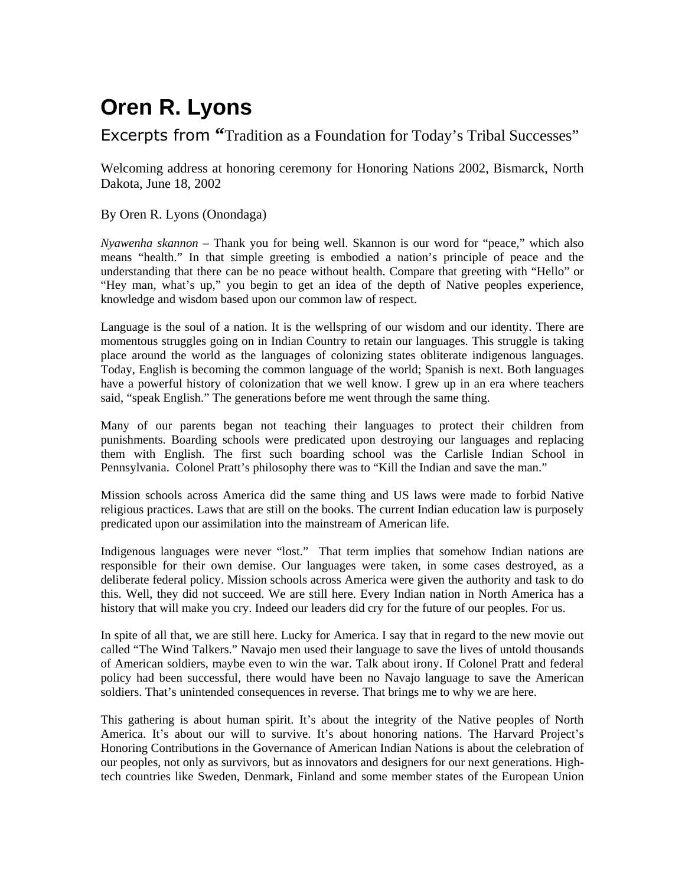# Oren R. Lyons

## Excerpts from "Tradition as a Foundation for Today's Tribal Successes"

Welcoming address at honoring ceremony for Honoring Nations 2002, Bismarck, North Dakota, June 18, 2002

By Oren R. Lyons (Onondaga)

*Nyawenha skannon* – Thank you for being well. Skannon is our word for "peace," which also means "health." In that simple greeting is embodied a nation's principle of peace and the understanding that there can be no peace without health. Compare that greeting with "Hello" or "Hey man, what's up," you begin to get an idea of the depth of Native peoples experience, knowledge and wisdom based upon our common law of respect.

Language is the soul of a nation. It is the wellspring of our wisdom and our identity. There are momentous struggles going on in Indian Country to retain our languages. This struggle is taking place around the world as the languages of colonizing states obliterate indigenous languages. Today, English is becoming the common language of the world; Spanish is next. Both languages have a powerful history of colonization that we well know. I grew up in an era where teachers said, "speak English." The generations before me went through the same thing.

Many of our parents began not teaching their languages to protect their children from punishments. Boarding schools were predicated upon destroying our languages and replacing them with English. The first such boarding school was the Carlisle Indian School in Pennsylvania. Colonel Pratt's philosophy there was to "Kill the Indian and save the man."

Mission schools across America did the same thing and US laws were made to forbid Native religious practices. Laws that are still on the books. The current Indian education law is purposely predicated upon our assimilation into the mainstream of American life.

Indigenous languages were never "lost." That term implies that somehow Indian nations are responsible for their own demise. Our languages were taken, in some cases destroyed, as a deliberate federal policy. Mission schools across America were given the authority and task to do this. Well, they did not succeed. We are still here. Every Indian nation in North America has a history that will make you cry. Indeed our leaders did cry for the future of our peoples. For us.

In spite of all that, we are still here. Lucky for America. I say that in regard to the new movie out called "The Wind Talkers." Navajo men used their language to save the lives of untold thousands of American soldiers, maybe even to win the war. Talk about irony. If Colonel Pratt and federal policy had been successful, there would have been no Navajo language to save the American soldiers. That's unintended consequences in reverse. That brings me to why we are here.

This gathering is about human spirit. It's about the integrity of the Native peoples of North America. It's about our will to survive. It's about honoring nations. The Harvard Project's Honoring Contributions in the Governance of American Indian Nations is about the celebration of our peoples, not only as survivors, but as innovators and designers for our next generations. High-tech countries like Sweden, Denmark, Finland and some member states of the European Union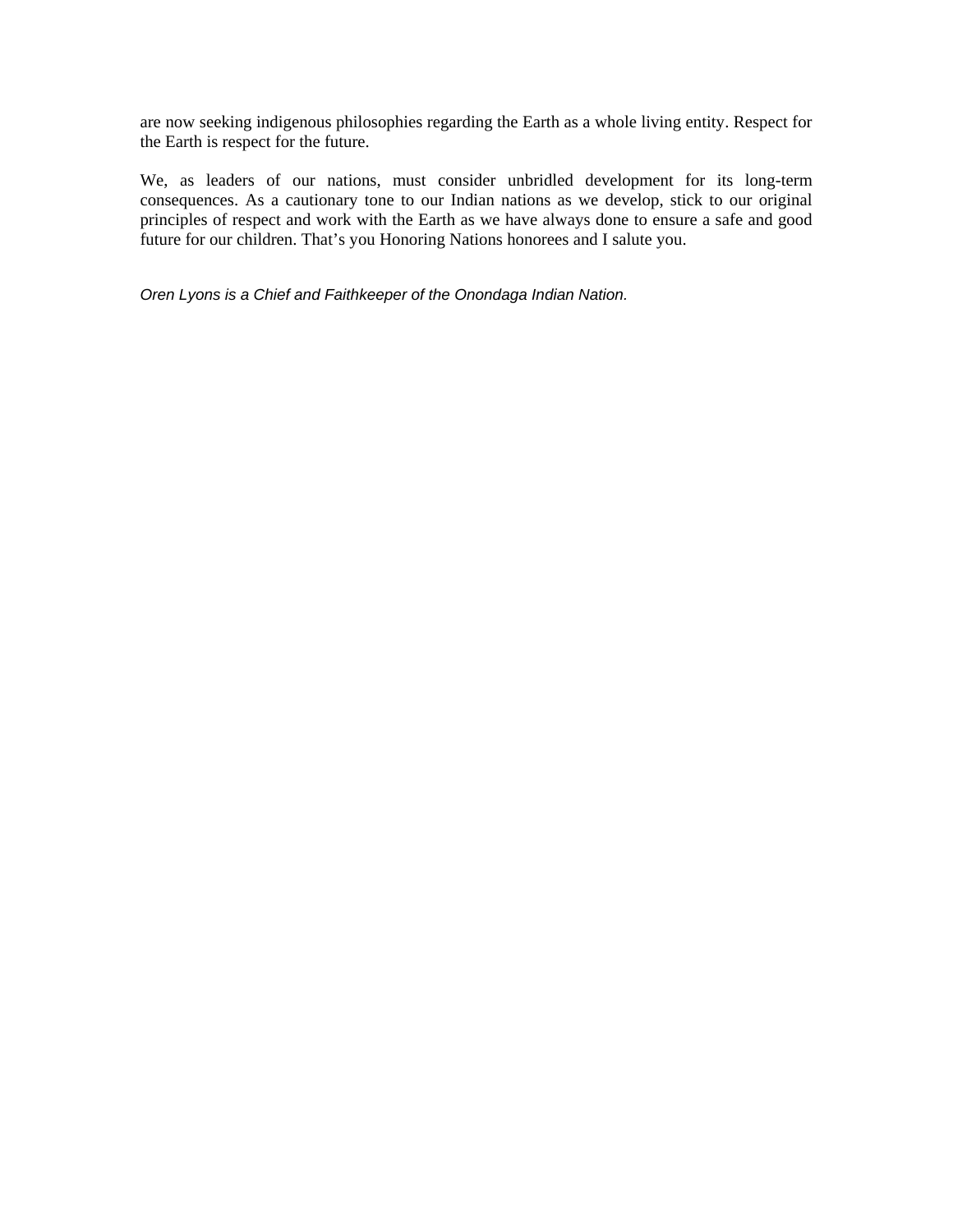are now seeking indigenous philosophies regarding the Earth as a whole living entity. Respect for the Earth is respect for the future.

We, as leaders of our nations, must consider unbridled development for its long-term consequences. As a cautionary tone to our Indian nations as we develop, stick to our original principles of respect and work with the Earth as we have always done to ensure a safe and good future for our children. That's you Honoring Nations honorees and I salute you.

*Oren Lyons is a Chief and Faithkeeper of the Onondaga Indian Nation.*